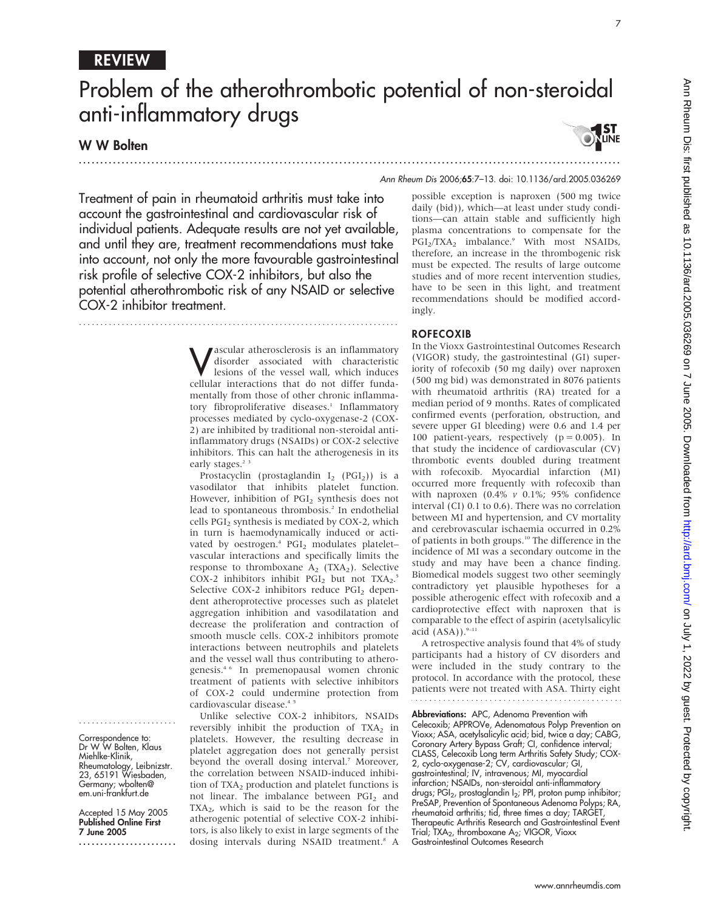REVIEW

# Problem of the atherothrombotic potential of non-steroidal anti-inflammatory drugs

**W W Bolten**

*Ann Rheum Dis* 2006;**65**:7–13. doi: 10.1136/ard.2005.036269

Treatment of pain in rheumatoid arthritis must take into account the gastrointestinal and cardiovascular risk of individual patients. Adequate results are not yet available, and until they are, treatment recommendations must take into account, not only the more favourable gastrointestinal risk profile of selective COX-2 inhibitors, but also the potential atherothrombotic risk of any NSAID or selective COX-2 inhibitor treatment.

Vascular atherosclerosis is an inflammatory disorder associated with characteristic lesions of the vessel wall, which induces cellular interactions that do not differ fundamentally from those of other chronic inflammatory fibroproliferative diseases.[1] Inflammatory processes mediated by cyclo-oxygenase-2 (COX-2) are inhibited by traditional non-steroidal anti-inflammatory drugs (NSAIDs) or COX-2 selective inhibitors. This can halt the atherogenesis in its early stages.[2 3]

Prostacyclin (prostaglandin $I_2$ ($PGI_2$)) is a vasodilator that inhibits platelet function. However, inhibition of $PGI_2$ synthesis does not lead to spontaneous thrombosis.[2] In endothelial cells $PGI_2$ synthesis is mediated by COX-2, which in turn is haemodynamically induced or activated by oestrogen.[4] $PGI_2$ modulates platelet–vascular interactions and specifically limits the response to thromboxane $A_2$ ($TXA_2$). Selective COX-2 inhibitors inhibit $PGI_2$ but not $TXA_2$.[5] Selective COX-2 inhibitors reduce $PGI_2$ dependent atheroprotective processes such as platelet aggregation inhibition and vasodilatation and decrease the proliferation and contraction of smooth muscle cells. COX-2 inhibitors promote interactions between neutrophils and platelets and the vessel wall thus contributing to atherogenesis.[4 6] In premenopausal women chronic treatment of patients with selective inhibitors of COX-2 could undermine protection from cardiovascular disease.[4 5]

Unlike selective COX-2 inhibitors, NSAIDs reversibly inhibit the production of $TXA_2$ in platelets. However, the resulting decrease in platelet aggregation does not generally persist beyond the overall dosing interval.[7] Moreover, the correlation between NSAID-induced inhibition of $TXA_2$ production and platelet functions is not linear. The imbalance between $PGI_2$ and $TXA_2$, which is said to be the reason for the atherogenic potential of selective COX-2 inhibitors, is also likely to exist in large segments of the dosing intervals during NSAID treatment.[8] A possible exception is naproxen (500 mg twice daily (bid)), which—at least under study conditions—can attain stable and sufficiently high plasma concentrations to compensate for the $PGI_2$/$TXA_2$ imbalance.[9] With most NSAIDs, therefore, an increase in the thrombogenic risk must be expected. The results of large outcome studies and of more recent intervention studies, have to be seen in this light, and treatment recommendations should be modified accordingly.

## ROFECOXIB

In the Vioxx Gastrointestinal Outcomes Research (VIGOR) study, the gastrointestinal (GI) superiority of rofecoxib (50 mg daily) over naproxen (500 mg bid) was demonstrated in 8076 patients with rheumatoid arthritis (RA) treated for a median period of 9 months. Rates of complicated confirmed events (perforation, obstruction, and severe upper GI bleeding) were 0.6 and 1.4 per 100 patient-years, respectively ($p = 0.005$). In that study the incidence of cardiovascular (CV) thrombotic events doubled during treatment with rofecoxib. Myocardial infarction (MI) occurred more frequently with rofecoxib than with naproxen (0.4% *v* 0.1%; 95% confidence interval (CI) 0.1 to 0.6). There was no correlation between MI and hypertension, and CV mortality and cerebrovascular ischaemia occurred in 0.2% of patients in both groups.[10] The difference in the incidence of MI was a secondary outcome in the study and may have been a chance finding. Biomedical models suggest two other seemingly contradictory yet plausible hypotheses for a possible atherogenic effect with rofecoxib and a cardioprotective effect with naproxen that is comparable to the effect of aspirin (acetylsalicylic acid (ASA)).[9–11]

A retrospective analysis found that 4% of study participants had a history of CV disorders and were included in the study contrary to the protocol. In accordance with the protocol, these patients were not treated with ASA. Thirty eight

**Abbreviations:** APC, Adenoma Prevention with Celecoxib; APPROVe, Adenomatous Polyp Prevention on Vioxx; ASA, acetylsalicylic acid; bid, twice a day; CABG, Coronary Artery Bypass Graft; CI, confidence interval; CLASS, Celecoxib Long term Arthritis Safety Study; COX-2, cyclo-oxygenase-2; CV, cardiovascular; GI, gastrointestinal; IV, intravenous; MI, myocardial infarction; NSAIDs, non-steroidal anti-inflammatory drugs; $PGI_2$, prostaglandin $I_2$; PPI, proton pump inhibitor; PreSAP, Prevention of Spontaneous Adenoma Polyps; RA, rheumatoid arthritis; tid, three times a day; TARGET, Therapeutic Arthritis Research and Gastrointestinal Event Trial; $TXA_2$, thromboxane $A_2$; VIGOR, Vioxx Gastrointestinal Outcomes Research

Correspondence to: Dr W W Bolten, Klaus Miehlke-Klinik, Rheumatology, Leibnizstr. 23, 65191 Wiesbaden, Germany; wbolten@em.uni-frankfurt.de

Accepted 15 May 2005
**Published Online First 7 June 2005**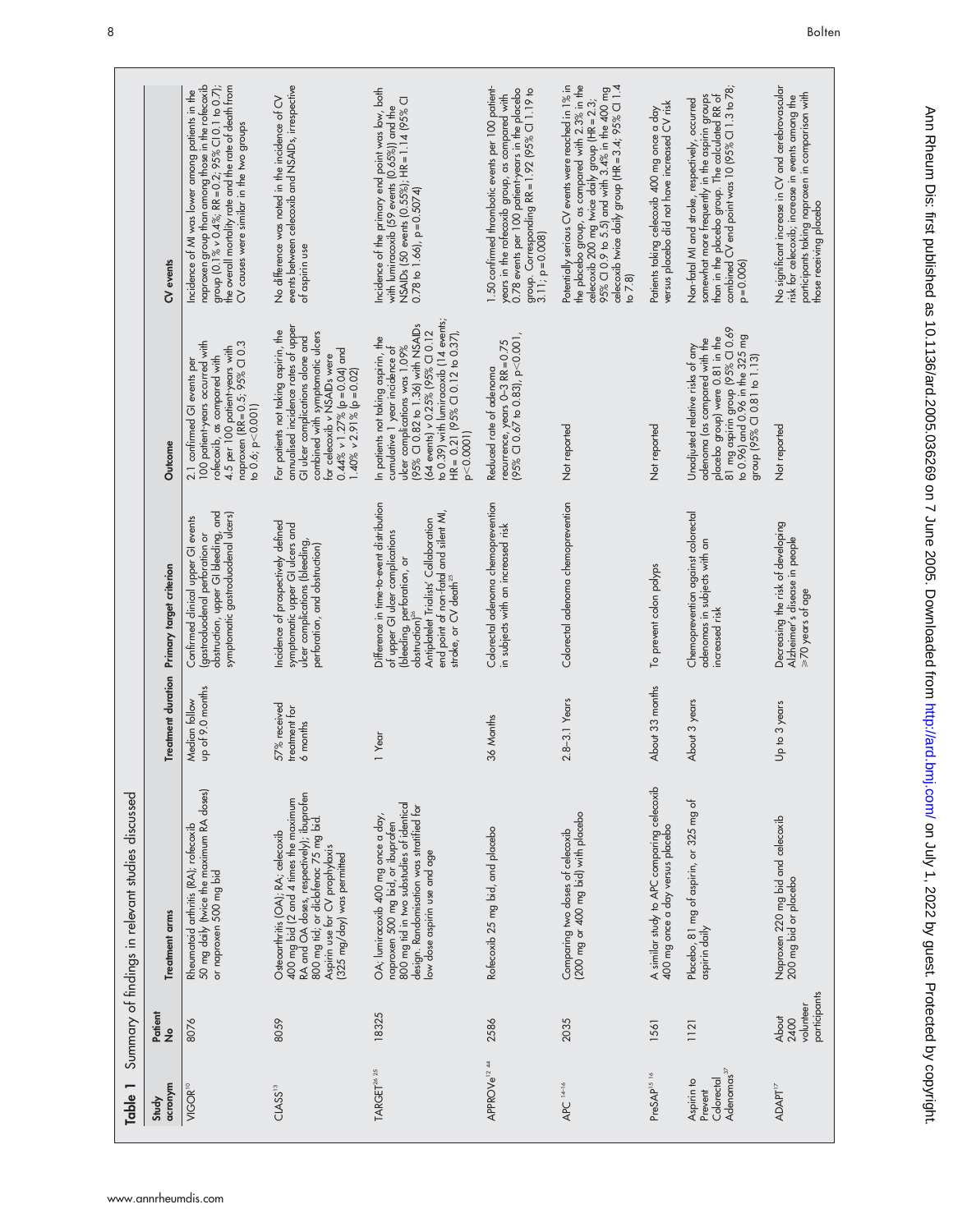**Table 1** Summary of findings in relevant studies discussed

| Study acronym | Patient No | Treatment arms | Treatment duration | Primary target criterion | Outcome | CV events |
|---|---|---|---|---|---|---|
| VIGOR[10] | 8076 | Rheumatoid arthritis (RA); rofecoxib 50 mg daily (twice the maximum RA doses) or naproxen 500 mg bid | Median follow up of 9.0 months | Confirmed clinical upper GI events (gastroduodenal perforation or obstruction, upper GI bleeding, and symptomatic gastroduodenal ulcers) | 2.1 confirmed GI events per 100 patient-years occurred with rofecoxib, as compared with 4.5 per 100 patient-years with naproxen (RR = 0.5; 95% CI 0.3 to 0.6; p<0.001) | Incidence of MI was lower among patients in the naproxen group than among those in the rofecoxib group (0.1% v 0.4%; RR = 0.2; 95% CI 0.1 to 0.7); the overall mortality rate and the rate of death from CV causes were similar in the two groups |
| CLASS[13] | 8059 | Osteoarthritis (OA); RA; celecoxib 400 mg bid (2 and 4 times the maximum RA and OA doses, respectively); ibuprofen 800 mg tid; or diclofenac 75 mg bid. Aspirin use for CV prophylaxis (325 mg/day) was permitted | 57% received treatment for 6 months | Incidence of prospectively defined symptomatic upper GI ulcers and ulcer complications (bleeding, perforation, and obstruction) | For patients not taking aspirin, the annualised incidence rates of upper GI ulcer complications alone and combined with symptomatic ulcers for celecoxib v NSAIDs were 0.44% v 1.27% (p = 0.04) and 1.40% v 2.91% (p = 0.02) | No difference was noted in the incidence of CV events between celecoxib and NSAIDs, irrespective of aspirin use |
| TARGET[24 25] | 18325 | OA; lumiracoxib 400 mg once a day, naproxen 500 mg bid, or ibuprofen 800 mg tid in two substudies of identical design. Randomisation was stratified for low dose aspirin use and age | 1 Year | Difference in time-to-event distribution of upper GI ulcer complications (bleeding, perforation, or obstruction)[25] Antiplatelet Trialists' Collaboration end point of non-fatal and silent MI, stroke, or CV death[25] | In patients not taking aspirin, the cumulative 1 year incidence of ulcer complications was 1.09% (95% CI 0.82 to 1.36) with NSAIDs (64 events) v 0.25% (95% CI 0.12 to 0.39) with lumiracoxib (14 events); HR = 0.21 (95% CI 0.12 to 0.37), p<0.0001) | Incidence of the primary end point was low, both with lumiracoxib (59 events (0.65%)) and the NSAIDs (50 events (0.55%)); HR = 1.14 (95% CI 0.78 to 1.66), p = 0.5074) |
| APPROVe[12 44] | 2586 | Rofecoxib 25 mg bid, and placebo | 36 Months | Colorectal adenoma chemoprevention in subjects with an increased risk | Reduced rate of adenoma recurrence, years 0–3 RR = 0.75 (95% CI 0.67 to 0.83), p<0.001, | 1.50 confirmed thrombotic events per 100 patient-years in the rofecoxib group, as compared with 0.78 events per 100 patient-years in the placebo group. Corresponding RR = 1.92 (95% CI 1.19 to 3.11; p = 0.008) |
| APC [14–16] | 2035 | Comparing two doses of celecoxib (200 mg or 400 mg bid) with placebo | 2.8–3.1 Years | Colorectal adenoma chemoprevention | Not reported | Potentially serious CV events were reached in 1% in the placebo group, as compared with 2.3% in the celecoxib 200 mg twice daily group (HR = 2.3; 95% CI 0.9 to 5.5) and with 3.4% in the 400 mg celecoxib twice daily group (HR = 3.4; 95% CI 1.4 to 7.8) |
| PreSAP[15 16] | 1561 | A similar study to APC comparing celecoxib 400 mg once a day versus placebo | About 33 months | To prevent colon polyps | Not reported | Patients taking celecoxib 400 mg once a day versus placebo did not have increased CV risk |
| Aspirin to Prevent Colorectal Adenomas[37] | 1121 | Placebo, 81 mg of aspirin, or 325 mg of aspirin daily | About 3 years | Chemoprevention against colorectal adenomas in subjects with an increased risk | Unadjusted relative risks of any adenoma (as compared with the placebo group) were 0.81 in the 81 mg aspirin group (95% CI 0.69 to 0.96) and 0.96 in the 325 mg group (95% CI 0.81 to 1.13) | Non-fatal MI and stroke, respectively, occurred somewhat more frequently in the aspirin groups than in the placebo group. The calculated RR of combined CV end point was 10 (95% CI 1.3 to 78; p = 0.006) |
| ADAPT[17] | About 2400 volunteer participants | Naproxen 220 mg bid and celecoxib 200 mg bid or placebo | Up to 3 years | Decreasing the risk of developing Alzheimer's disease in people ⩾70 years of age | Not reported | No significant increase in CV and cerebrovascular risk for celecoxib; increase in events among the participants taking naproxen in comparison with those receiving placebo |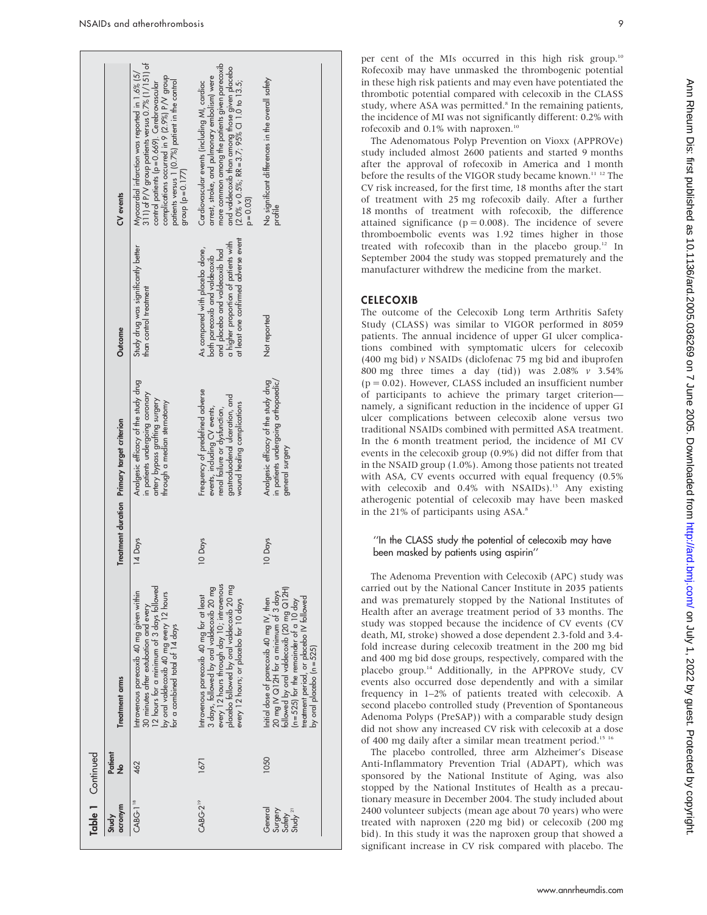**Table 1** Continued

| Study acronym | Patient No | Treatment arms | Treatment duration | Primary target criterion | Outcome | CV events |
|---|---|---|---|---|---|---|
| CABG-1[18] | 462 | Intravenous parecoxib 40 mg given within 30 minutes after extubation and every 12 hours for a minimum of 3 days followed by oral valdecoxib 40 mg every 12 hours for a combined total of 14 days | 14 Days | Analgesic efficacy of the study drug in patients undergoing coronary artery bypass grafting surgery through a median sternotomy | Study drug was significantly better than control treatment | Myocardial infarction was reported in 1.6% (5/311) of P/V group patients versus 0.7% (1/151) of control patients (p = 0.669). Cerebrovascular complications occurred in 9 (2.9%) P/V group patients versus 1 (0.7%) patient in the control group (p = 0.177) |
| CABG-2[19] | 1671 | Intravenous parecoxib 40 mg for at least 3 days, followed by oral valdecoxib 20 mg every 12 hours through day 10; intravenous placebo followed by oral valdecoxib 20 mg every 12 hours; or placebo for 10 days | 10 Days | Frequency of predefined adverse events, including CV events, renal failure or dysfunction, gastroduodenal ulceration, and wound healing complications | As compared with placebo alone, both parecoxib and valdecoxib and placebo and valdecoxib had a higher proportion of patients with at least one confirmed adverse event | Cardiovascular events (including MI, cardiac arrest, stroke, and pulmonary embolism) were more common among the patients given parecoxib and valdecoxib than among those given placebo (2.0% v 0.5%; RR = 3.7; 95% CI 1.0 to 13.5; p = 0.03) |
| General Surgery Safety Study[21] | 1050 | Initial dose of parecoxib 40 mg IV, then 20 mg IV Q12H for a minimum of 3 days followed by oral valdecoxib (20 mg Q12H) (n = 525) for the remainder of a 10 day treatment period, or placebo IV followed by oral placebo (n = 525) | 10 Days | Analgesic efficacy of the study drug in patients undergoing orthopaedic/general surgery | Not reported | No significant differences in the overall safety profile |

per cent of the MIs occurred in this high risk group.[10] Rofecoxib may have unmasked the thrombogenic potential in these high risk patients and may even have potentiated the thrombotic potential compared with celecoxib in the CLASS study, where ASA was permitted.[8] In the remaining patients, the incidence of MI was not significantly different: 0.2% with rofecoxib and 0.1% with naproxen.[10]

The Adenomatous Polyp Prevention on Vioxx (APPROVe) study included almost 2600 patients and started 9 months after the approval of rofecoxib in America and 1 month before the results of the VIGOR study became known.[11 12] The CV risk increased, for the first time, 18 months after the start of treatment with 25 mg rofecoxib daily. After a further 18 months of treatment with rofecoxib, the difference attained significance (p = 0.008). The incidence of severe thromboembolic events was 1.92 times higher in those treated with rofecoxib than in the placebo group.[12] In September 2004 the study was stopped prematurely and the manufacturer withdrew the medicine from the market.

## CELECOXIB

The outcome of the Celecoxib Long term Arthritis Safety Study (CLASS) was similar to VIGOR performed in 8059 patients. The annual incidence of upper GI ulcer complications combined with symptomatic ulcers for celecoxib (400 mg bid) *v* NSAIDs (diclofenac 75 mg bid and ibuprofen 800 mg three times a day (tid)) was 2.08% *v* 3.54% (p = 0.02). However, CLASS included an insufficient number of participants to achieve the primary target criterion—namely, a significant reduction in the incidence of upper GI ulcer complications between celecoxib alone versus two traditional NSAIDs combined with permitted ASA treatment. In the 6 month treatment period, the incidence of MI CV events in the celecoxib group (0.9%) did not differ from that in the NSAID group (1.0%). Among those patients not treated with ASA, CV events occurred with equal frequency (0.5% with celecoxib and 0.4% with NSAIDs).[13] Any existing atherogenic potential of celecoxib may have been masked in the 21% of participants using ASA.[8]

> "In the CLASS study the potential of celecoxib may have been masked by patients using aspirin"

The Adenoma Prevention with Celecoxib (APC) study was carried out by the National Cancer Institute in 2035 patients and was prematurely stopped by the National Institutes of Health after an average treatment period of 33 months. The study was stopped because the incidence of CV events (CV death, MI, stroke) showed a dose dependent 2.3-fold and 3.4-fold increase during celecoxib treatment in the 200 mg bid and 400 mg bid dose groups, respectively, compared with the placebo group.[14] Additionally, in the APPROVe study, CV events also occurred dose dependently and with a similar frequency in 1–2% of patients treated with celecoxib. A second placebo controlled study (Prevention of Spontaneous Adenoma Polyps (PreSAP)) with a comparable study design did not show any increased CV risk with celecoxib at a dose of 400 mg daily after a similar mean treatment period.[15 16]

The placebo controlled, three arm Alzheimer's Disease Anti-Inflammatory Prevention Trial (ADAPT), which was sponsored by the National Institute of Aging, was also stopped by the National Institutes of Health as a precautionary measure in December 2004. The study included about 2400 volunteer subjects (mean age about 70 years) who were treated with naproxen (220 mg bid) or celecoxib (200 mg bid). In this study it was the naproxen group that showed a significant increase in CV risk compared with placebo. The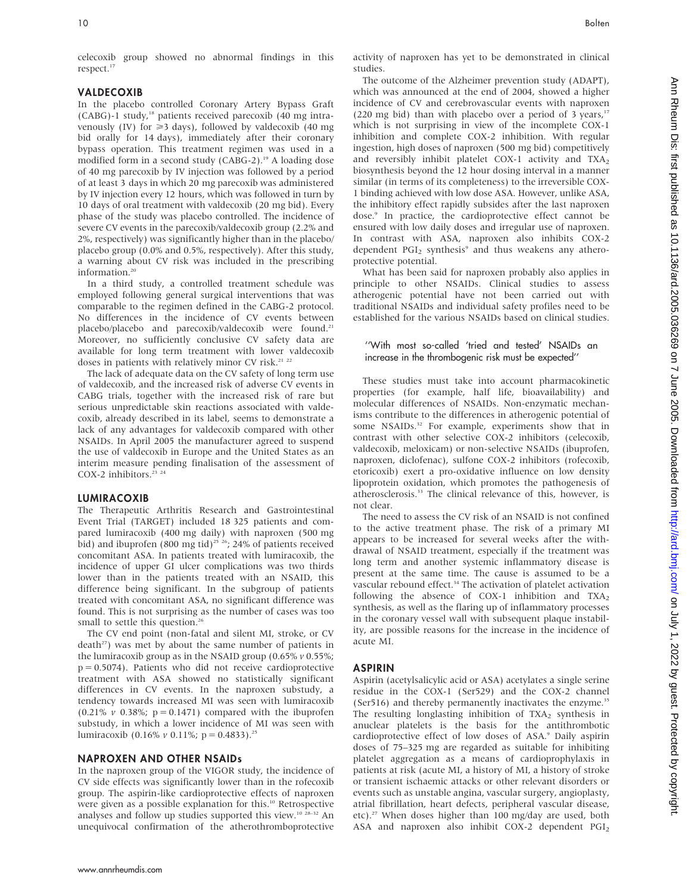celecoxib group showed no abnormal findings in this respect.[17]

## VALDECOXIB

In the placebo controlled Coronary Artery Bypass Graft (CABG)-1 study,[18] patients received parecoxib (40 mg intravenously (IV) for ≥3 days), followed by valdecoxib (40 mg bid orally for 14 days), immediately after their coronary bypass operation. This treatment regimen was used in a modified form in a second study (CABG-2).[19] A loading dose of 40 mg parecoxib by IV injection was followed by a period of at least 3 days in which 20 mg parecoxib was administered by IV injection every 12 hours, which was followed in turn by 10 days of oral treatment with valdecoxib (20 mg bid). Every phase of the study was placebo controlled. The incidence of severe CV events in the parecoxib/valdecoxib group (2.2% and 2%, respectively) was significantly higher than in the placebo/placebo group (0.0% and 0.5%, respectively). After this study, a warning about CV risk was included in the prescribing information.[20]

In a third study, a controlled treatment schedule was employed following general surgical interventions that was comparable to the regimen defined in the CABG-2 protocol. No differences in the incidence of CV events between placebo/placebo and parecoxib/valdecoxib were found.[21] Moreover, no sufficiently conclusive CV safety data are available for long term treatment with lower valdecoxib doses in patients with relatively minor CV risk.[21 22]

The lack of adequate data on the CV safety of long term use of valdecoxib, and the increased risk of adverse CV events in CABG trials, together with the increased risk of rare but serious unpredictable skin reactions associated with valdecoxib, already described in its label, seems to demonstrate a lack of any advantages for valdecoxib compared with other NSAIDs. In April 2005 the manufacturer agreed to suspend the use of valdecoxib in Europe and the United States as an interim measure pending finalisation of the assessment of COX-2 inhibitors.[23 24]

## LUMIRACOXIB

The Therapeutic Arthritis Research and Gastrointestinal Event Trial (TARGET) included 18 325 patients and compared lumiracoxib (400 mg daily) with naproxen (500 mg bid) and ibuprofen (800 mg tid)[25 26]; 24% of patients received concomitant ASA. In patients treated with lumiracoxib, the incidence of upper GI ulcer complications was two thirds lower than in the patients treated with an NSAID, this difference being significant. In the subgroup of patients treated with concomitant ASA, no significant difference was found. This is not surprising as the number of cases was too small to settle this question.[26]

The CV end point (non-fatal and silent MI, stroke, or CV death[27]) was met by about the same number of patients in the lumiracoxib group as in the NSAID group (0.65% *v* 0.55%; $p = 0.5074$). Patients who did not receive cardioprotective treatment with ASA showed no statistically significant differences in CV events. In the naproxen substudy, a tendency towards increased MI was seen with lumiracoxib (0.21% *v* 0.38%; $p = 0.1471$) compared with the ibuprofen substudy, in which a lower incidence of MI was seen with lumiracoxib (0.16% *v* 0.11%; $p = 0.4833$).[25]

## NAPROXEN AND OTHER NSAIDs

In the naproxen group of the VIGOR study, the incidence of CV side effects was significantly lower than in the rofecoxib group. The aspirin-like cardioprotective effects of naproxen were given as a possible explanation for this.[10] Retrospective analyses and follow up studies supported this view.[10 28–32] An unequivocal confirmation of the atherothromboprotective activity of naproxen has yet to be demonstrated in clinical studies.

The outcome of the Alzheimer prevention study (ADAPT), which was announced at the end of 2004, showed a higher incidence of CV and cerebrovascular events with naproxen (220 mg bid) than with placebo over a period of 3 years,[17] which is not surprising in view of the incomplete COX-1 inhibition and complete COX-2 inhibition. With regular ingestion, high doses of naproxen (500 mg bid) competitively and reversibly inhibit platelet COX-1 activity and $TXA_2$ biosynthesis beyond the 12 hour dosing interval in a manner similar (in terms of its completeness) to the irreversible COX-1 binding achieved with low dose ASA. However, unlike ASA, the inhibitory effect rapidly subsides after the last naproxen dose.[9] In practice, the cardioprotective effect cannot be ensured with low daily doses and irregular use of naproxen. In contrast with ASA, naproxen also inhibits COX-2 dependent $PGI_2$ synthesis[9] and thus weakens any atheroprotective potential.

What has been said for naproxen probably also applies in principle to other NSAIDs. Clinical studies to assess atherogenic potential have not been carried out with traditional NSAIDs and individual safety profiles need to be established for the various NSAIDs based on clinical studies.

> "With most so-called 'tried and tested' NSAIDs an increase in the thrombogenic risk must be expected"

These studies must take into account pharmacokinetic properties (for example, half life, bioavailability) and molecular differences of NSAIDs. Non-enzymatic mechanisms contribute to the differences in atherogenic potential of some NSAIDs.[32] For example, experiments show that in contrast with other selective COX-2 inhibitors (celecoxib, valdecoxib, meloxicam) or non-selective NSAIDs (ibuprofen, naproxen, diclofenac), sulfone COX-2 inhibitors (rofecoxib, etoricoxib) exert a pro-oxidative influence on low density lipoprotein oxidation, which promotes the pathogenesis of atherosclerosis.[33] The clinical relevance of this, however, is not clear.

The need to assess the CV risk of an NSAID is not confined to the active treatment phase. The risk of a primary MI appears to be increased for several weeks after the withdrawal of NSAID treatment, especially if the treatment was long term and another systemic inflammatory disease is present at the same time. The cause is assumed to be a vascular rebound effect.[34] The activation of platelet activation following the absence of COX-1 inhibition and $TXA_2$ synthesis, as well as the flaring up of inflammatory processes in the coronary vessel wall with subsequent plaque instability, are possible reasons for the increase in the incidence of acute MI.

## ASPIRIN

Aspirin (acetylsalicylic acid or ASA) acetylates a single serine residue in the COX-1 (Ser529) and the COX-2 channel (Ser516) and thereby permanently inactivates the enzyme.[35] The resulting longlasting inhibition of $TXA_2$ synthesis in anuclear platelets is the basis for the antithrombotic cardioprotective effect of low doses of ASA.[9] Daily aspirin doses of 75–325 mg are regarded as suitable for inhibiting platelet aggregation as a means of cardioprophylaxis in patients at risk (acute MI, a history of MI, a history of stroke or transient ischaemic attacks or other relevant disorders or events such as unstable angina, vascular surgery, angioplasty, atrial fibrillation, heart defects, peripheral vascular disease, etc).[27] When doses higher than 100 mg/day are used, both ASA and naproxen also inhibit COX-2 dependent $PGI_2$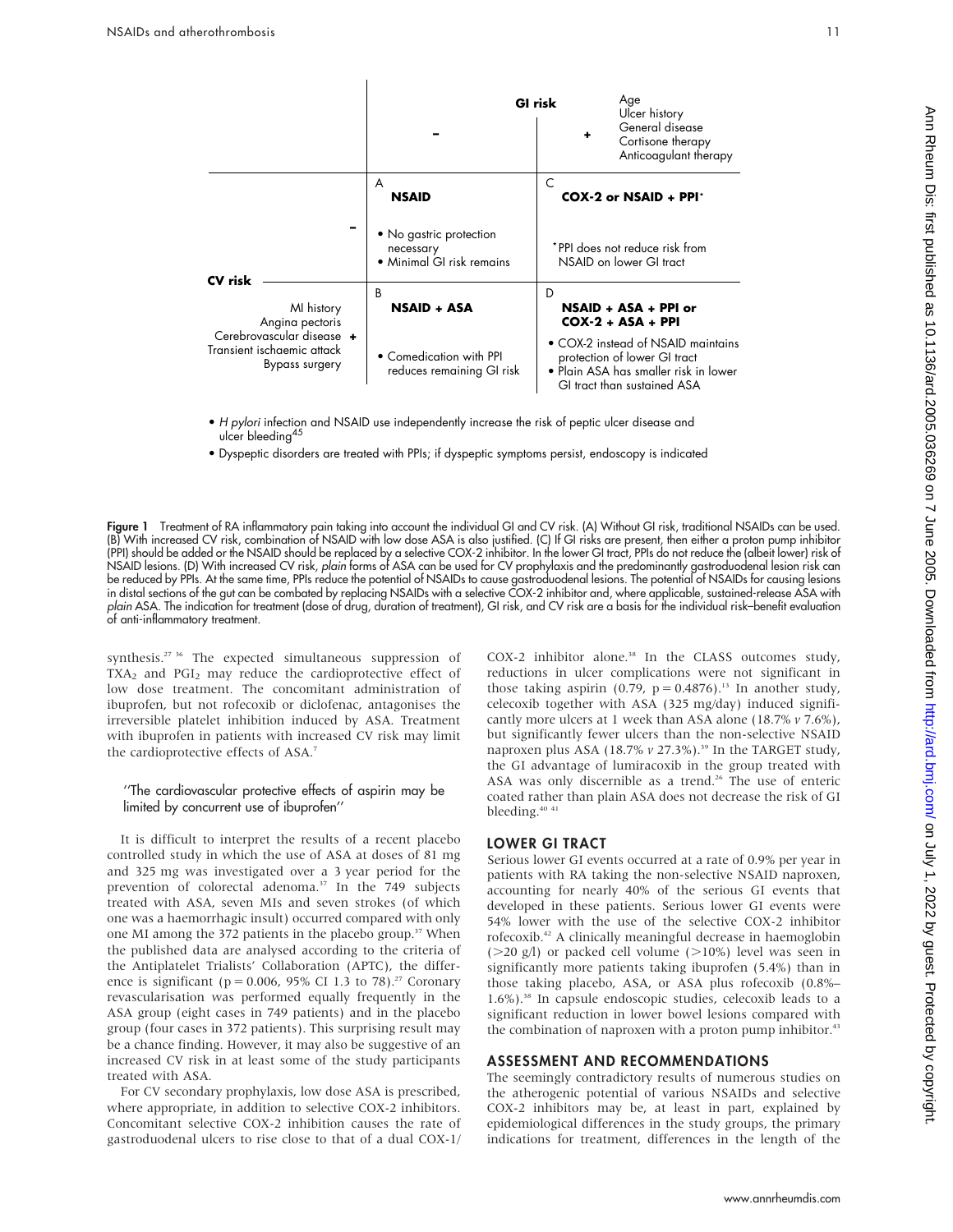|  | GI risk – | GI risk + (Age, Ulcer history, General disease, Cortisone therapy, Anticoagulant therapy) |
|---|---|---|
| CV risk – | A **NSAID** • No gastric protection necessary • Minimal GI risk remains | C **COX-2 or NSAID + PPI*** *PPI does not reduce risk from NSAID on lower GI tract |
| CV risk + (MI history, Angina pectoris, Cerebrovascular disease, Transient ischaemic attack, Bypass surgery) | B **NSAID + ASA** • Comedication with PPI reduces remaining GI risk | D **NSAID + ASA + PPI or COX-2 + ASA + PPI** • COX-2 instead of NSAID maintains protection of lower GI tract • Plain ASA has smaller risk in lower GI tract than sustained ASA |

- *H pylori* infection and NSAID use independently increase the risk of peptic ulcer disease and ulcer bleeding[45]
- Dyspeptic disorders are treated with PPIs; if dyspeptic symptoms persist, endoscopy is indicated

**Figure 1** Treatment of RA inflammatory pain taking into account the individual GI and CV risk. (A) Without GI risk, traditional NSAIDs can be used. (B) With increased CV risk, combination of NSAID with low dose ASA is also justified. (C) If GI risks are present, then either a proton pump inhibitor (PPI) should be added or the NSAID should be replaced by a selective COX-2 inhibitor. In the lower GI tract, PPIs do not reduce the (albeit lower) risk of NSAID lesions. (D) With increased CV risk, *plain* forms of ASA can be used for CV prophylaxis and the predominantly gastroduodenal lesion risk can be reduced by PPIs. At the same time, PPIs reduce the potential of NSAIDs to cause gastroduodenal lesions. The potential of NSAIDs for causing lesions in distal sections of the gut can be combated by replacing NSAIDs with a selective COX-2 inhibitor and, where applicable, sustained-release ASA with *plain* ASA. The indication for treatment (dose of drug, duration of treatment), GI risk, and CV risk are a basis for the individual risk–benefit evaluation of anti-inflammatory treatment.

synthesis.[27 36] The expected simultaneous suppression of $TXA_2$ and $PGI_2$ may reduce the cardioprotective effect of low dose treatment. The concomitant administration of ibuprofen, but not rofecoxib or diclofenac, antagonises the irreversible platelet inhibition induced by ASA. Treatment with ibuprofen in patients with increased CV risk may limit the cardioprotective effects of ASA.[7]

> "The cardiovascular protective effects of aspirin may be limited by concurrent use of ibuprofen"

It is difficult to interpret the results of a recent placebo controlled study in which the use of ASA at doses of 81 mg and 325 mg was investigated over a 3 year period for the prevention of colorectal adenoma.[37] In the 749 subjects treated with ASA, seven MIs and seven strokes (of which one was a haemorrhagic insult) occurred compared with only one MI among the 372 patients in the placebo group.[37] When the published data are analysed according to the criteria of the Antiplatelet Trialists' Collaboration (APTC), the difference is significant (p = 0.006, 95% CI 1.3 to 78).[27] Coronary revascularisation was performed equally frequently in the ASA group (eight cases in 749 patients) and in the placebo group (four cases in 372 patients). This surprising result may be a chance finding. However, it may also be suggestive of an increased CV risk in at least some of the study participants treated with ASA.

For CV secondary prophylaxis, low dose ASA is prescribed, where appropriate, in addition to selective COX-2 inhibitors. Concomitant selective COX-2 inhibition causes the rate of gastroduodenal ulcers to rise close to that of a dual COX-1/COX-2 inhibitor alone.[38] In the CLASS outcomes study, reductions in ulcer complications were not significant in those taking aspirin (0.79, p = 0.4876).[13] In another study, celecoxib together with ASA (325 mg/day) induced significantly more ulcers at 1 week than ASA alone (18.7% *v* 7.6%), but significantly fewer ulcers than the non-selective NSAID naproxen plus ASA (18.7% *v* 27.3%).[39] In the TARGET study, the GI advantage of lumiracoxib in the group treated with ASA was only discernible as a trend.[26] The use of enteric coated rather than plain ASA does not decrease the risk of GI bleeding.[40 41]

## LOWER GI TRACT

Serious lower GI events occurred at a rate of 0.9% per year in patients with RA taking the non-selective NSAID naproxen, accounting for nearly 40% of the serious GI events that developed in these patients. Serious lower GI events were 54% lower with the use of the selective COX-2 inhibitor rofecoxib.[42] A clinically meaningful decrease in haemoglobin (>20 g/l) or packed cell volume (>10%) level was seen in significantly more patients taking ibuprofen (5.4%) than in those taking placebo, ASA, or ASA plus rofecoxib (0.8%–1.6%).[38] In capsule endoscopic studies, celecoxib leads to a significant reduction in lower bowel lesions compared with the combination of naproxen with a proton pump inhibitor.[43]

## ASSESSMENT AND RECOMMENDATIONS

The seemingly contradictory results of numerous studies on the atherogenic potential of various NSAIDs and selective COX-2 inhibitors may be, at least in part, explained by epidemiological differences in the study groups, the primary indications for treatment, differences in the length of the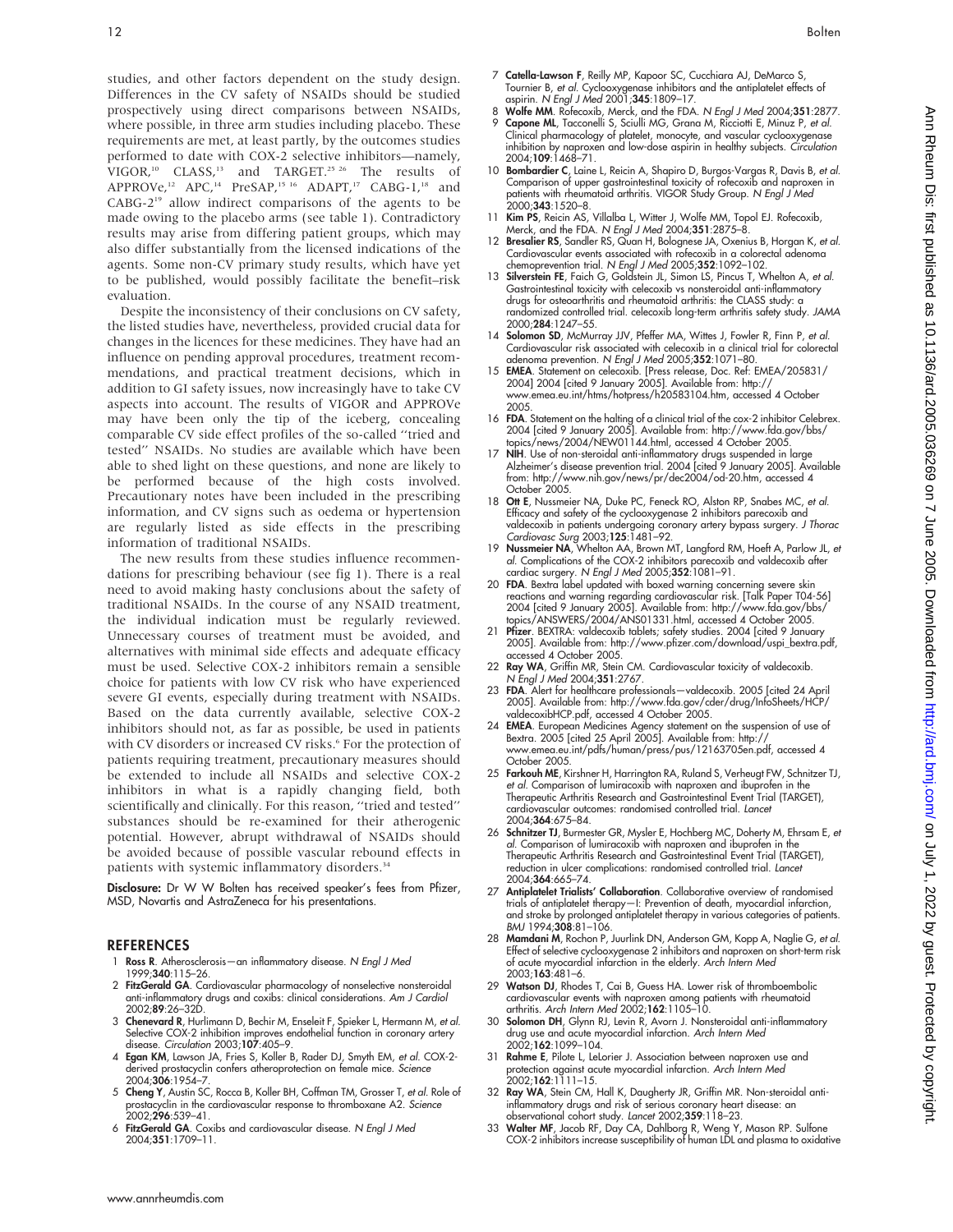studies, and other factors dependent on the study design. Differences in the CV safety of NSAIDs should be studied prospectively using direct comparisons between NSAIDs, where possible, in three arm studies including placebo. These requirements are met, at least partly, by the outcomes studies performed to date with COX-2 selective inhibitors—namely, VIGOR,[10] CLASS,[13] and TARGET.[25 26] The results of APPROVe,[12] APC,[14] PreSAP,[15 16] ADAPT,[17] CABG-1,[18] and CABG-2[19] allow indirect comparisons of the agents to be made owing to the placebo arms (see table 1). Contradictory results may arise from differing patient groups, which may also differ substantially from the licensed indications of the agents. Some non-CV primary study results, which have yet to be published, would possibly facilitate the benefit–risk evaluation.

Despite the inconsistency of their conclusions on CV safety, the listed studies have, nevertheless, provided crucial data for changes in the licences for these medicines. They have had an influence on pending approval procedures, treatment recommendations, and practical treatment decisions, which in addition to GI safety issues, now increasingly have to take CV aspects into account. The results of VIGOR and APPROVe may have been only the tip of the iceberg, concealing comparable CV side effect profiles of the so-called "tried and tested" NSAIDs. No studies are available which have been able to shed light on these questions, and none are likely to be performed because of the high costs involved. Precautionary notes have been included in the prescribing information, and CV signs such as oedema or hypertension are regularly listed as side effects in the prescribing information of traditional NSAIDs.

The new results from these studies influence recommendations for prescribing behaviour (see fig 1). There is a real need to avoid making hasty conclusions about the safety of traditional NSAIDs. In the course of any NSAID treatment, the individual indication must be regularly reviewed. Unnecessary courses of treatment must be avoided, and alternatives with minimal side effects and adequate efficacy must be used. Selective COX-2 inhibitors remain a sensible choice for patients with low CV risk who have experienced severe GI events, especially during treatment with NSAIDs. Based on the data currently available, selective COX-2 inhibitors should not, as far as possible, be used in patients with CV disorders or increased CV risks.[6] For the protection of patients requiring treatment, precautionary measures should be extended to include all NSAIDs and selective COX-2 inhibitors in what is a rapidly changing field, both scientifically and clinically. For this reason, "tried and tested" substances should be re-examined for their atherogenic potential. However, abrupt withdrawal of NSAIDs should be avoided because of possible vascular rebound effects in patients with systemic inflammatory disorders.[34]

**Disclosure:** Dr W W Bolten has received speaker's fees from Pfizer, MSD, Novartis and AstraZeneca for his presentations.

## REFERENCES

1. **Ross R**. Atherosclerosis—an inflammatory disease. *N Engl J Med* 1999;**340**:115–26.
2. **FitzGerald GA**. Cardiovascular pharmacology of nonselective nonsteroidal anti-inflammatory drugs and coxibs: clinical considerations. *Am J Cardiol* 2002;**89**:26–32D.
3. **Chenevard R**, Hurlimann D, Bechir M, Enseleit F, Spieker L, Hermann M, *et al*. Selective COX-2 inhibition improves endothelial function in coronary artery disease. *Circulation* 2003;**107**:405–9.
4. **Egan KM**, Lawson JA, Fries S, Koller B, Rader DJ, Smyth EM, *et al*. COX-2-derived prostacyclin confers atheroprotection on female mice. *Science* 2004;**306**:1954–7.
5. **Cheng Y**, Austin SC, Rocca B, Koller BH, Coffman TM, Grosser T, *et al*. Role of prostacyclin in the cardiovascular response to thromboxane A2. *Science* 2002;**296**:539–41.
6. **FitzGerald GA**. Coxibs and cardiovascular disease. *N Engl J Med* 2004;**351**:1709–11.
7. **Catella-Lawson F**, Reilly MP, Kapoor SC, Cucchiara AJ, DeMarco S, Tournier B, *et al*. Cyclooxygenase inhibitors and the antiplatelet effects of aspirin. *N Engl J Med* 2001;**345**:1809–17.
8. **Wolfe MM**. Rofecoxib, Merck, and the FDA. *N Engl J Med* 2004;**351**:2877.
9. **Capone ML**, Tacconelli S, Sciulli MG, Grana M, Ricciotti E, Minuz P, *et al*. Clinical pharmacology of platelet, monocyte, and vascular cyclooxygenase inhibition by naproxen and low-dose aspirin in healthy subjects. *Circulation* 2004;**109**:1468–71.
10. **Bombardier C**, Laine L, Reicin A, Shapiro D, Burgos-Vargas R, Davis B, *et al*. Comparison of upper gastrointestinal toxicity of rofecoxib and naproxen in patients with rheumatoid arthritis. VIGOR Study Group. *N Engl J Med* 2000;**343**:1520–8.
11. **Kim PS**, Reicin AS, Villalba L, Witter J, Wolfe MM, Topol EJ. Rofecoxib, Merck, and the FDA. *N Engl J Med* 2004;**351**:2875–8.
12. **Bresalier RS**, Sandler RS, Quan H, Bolognese JA, Oxenius B, Horgan K, *et al*. Cardiovascular events associated with rofecoxib in a colorectal adenoma chemoprevention trial. *N Engl J Med* 2005;**352**:1092–102.
13. **Silverstein FE**, Faich G, Goldstein JL, Simon LS, Pincus T, Whelton A, *et al*. Gastrointestinal toxicity with celecoxib vs nonsteroidal anti-inflammatory drugs for osteoarthritis and rheumatoid arthritis: the CLASS study: a randomized controlled trial. celecoxib long-term arthritis safety study. *JAMA* 2000;**284**:1247–55.
14. **Solomon SD**, McMurray JJV, Pfeffer MA, Wittes J, Fowler R, Finn P, *et al*. Cardiovascular risk associated with celecoxib in a clinical trial for colorectal adenoma prevention. *N Engl J Med* 2005;**352**:1071–80.
15. **EMEA**. Statement on celecoxib. [Press release, Doc. Ref: EMEA/205831/2004] 2004 [cited 9 January 2005]. Available from: http://www.emea.eu.int/htms/hotpress/h20583104.htm, accessed 4 October 2005.
16. **FDA**. Statement on the halting of a clinical trial of the cox-2 inhibitor Celebrex. 2004 [cited 9 January 2005]. Available from: http://www.fda.gov/bbs/topics/news/2004/NEW01144.html, accessed 4 October 2005.
17. **NIH**. Use of non-steroidal anti-inflammatory drugs suspended in large Alzheimer's disease prevention trial. 2004 [cited 9 January 2005]. Available from: http://www.nih.gov/news/pr/dec2004/od-20.htm, accessed 4 October 2005.
18. **Ott E**, Nussmeier NA, Duke PC, Feneck RO, Alston RP, Snabes MC, *et al*. Efficacy and safety of the cyclooxygenase 2 inhibitors parecoxib and valdecoxib in patients undergoing coronary artery bypass surgery. *J Thorac Cardiovasc Surg* 2003;**125**:1481–92.
19. **Nussmeier NA**, Whelton AA, Brown MT, Langford RM, Hoeft A, Parlow JL, *et al*. Complications of the COX-2 inhibitors parecoxib and valdecoxib after cardiac surgery. *N Engl J Med* 2005;**352**:1081–91.
20. **FDA**. Bextra label updated with boxed warning concerning severe skin reactions and warning regarding cardiovascular risk. [Talk Paper T04-56] 2004 [cited 9 January 2005]. Available from: http://www.fda.gov/bbs/topics/ANSWERS/2004/ANS01331.html, accessed 4 October 2005.
21. **Pfizer**. BEXTRA: valdecoxib tablets; safety studies. 2004 [cited 9 January 2005]. Available from: http://www.pfizer.com/download/uspi_bextra.pdf, accessed 4 October 2005.
22. **Ray WA**, Griffin MR, Stein CM. Cardiovascular toxicity of valdecoxib. *N Engl J Med* 2004;**351**:2767.
23. **FDA**. Alert for healthcare professionals—valdecoxib. 2005 [cited 24 April 2005]. Available from: http://www.fda.gov/cder/drug/InfoSheets/HCP/valdecoxibHCP.pdf, accessed 4 October 2005.
24. **EMEA**. European Medicines Agency statement on the suspension of use of Bextra. 2005 [cited 25 April 2005]. Available from: http://www.emea.eu.int/pdfs/human/press/pus/12163705en.pdf, accessed 4 October 2005.
25. **Farkouh ME**, Kirshner H, Harrington RA, Ruland S, Verheugt FW, Schnitzer TJ, *et al*. Comparison of lumiracoxib with naproxen and ibuprofen in the Therapeutic Arthritis Research and Gastrointestinal Event Trial (TARGET), cardiovascular outcomes: randomised controlled trial. *Lancet* 2004;**364**:675–84.
26. **Schnitzer TJ**, Burmester GR, Mysler E, Hochberg MC, Doherty M, Ehrsam E, *et al*. Comparison of lumiracoxib with naproxen and ibuprofen in the Therapeutic Arthritis Research and Gastrointestinal Event Trial (TARGET), reduction in ulcer complications: randomised controlled trial. *Lancet* 2004;**364**:665–74.
27. **Antiplatelet Trialists' Collaboration**. Collaborative overview of randomised trials of antiplatelet therapy—I: Prevention of death, myocardial infarction, and stroke by prolonged antiplatelet therapy in various categories of patients. *BMJ* 1994;**308**:81–106.
28. **Mamdani M**, Rochon P, Juurlink DN, Anderson GM, Kopp A, Naglie G, *et al*. Effect of selective cyclooxygenase 2 inhibitors and naproxen on short-term risk of acute myocardial infarction in the elderly. *Arch Intern Med* 2003;**163**:481–6.
29. **Watson DJ**, Rhodes T, Cai B, Guess HA. Lower risk of thromboembolic cardiovascular events with naproxen among patients with rheumatoid arthritis. *Arch Intern Med* 2002;**162**:1105–10.
30. **Solomon DH**, Glynn RJ, Levin R, Avorn J. Nonsteroidal anti-inflammatory drug use and acute myocardial infarction. *Arch Intern Med* 2002;**162**:1099–104.
31. **Rahme E**, Pilote L, LeLorier J. Association between naproxen use and protection against acute myocardial infarction. *Arch Intern Med* 2002;**162**:1111–15.
32. **Ray WA**, Stein CM, Hall K, Daugherty JR, Griffin MR. Non-steroidal anti-inflammatory drugs and risk of serious coronary heart disease: an observational cohort study. *Lancet* 2002;**359**:118–23.
33. **Walter MF**, Jacob RF, Day CA, Dahlborg R, Weng Y, Mason RP. Sulfone COX-2 inhibitors increase susceptibility of human LDL and plasma to oxidative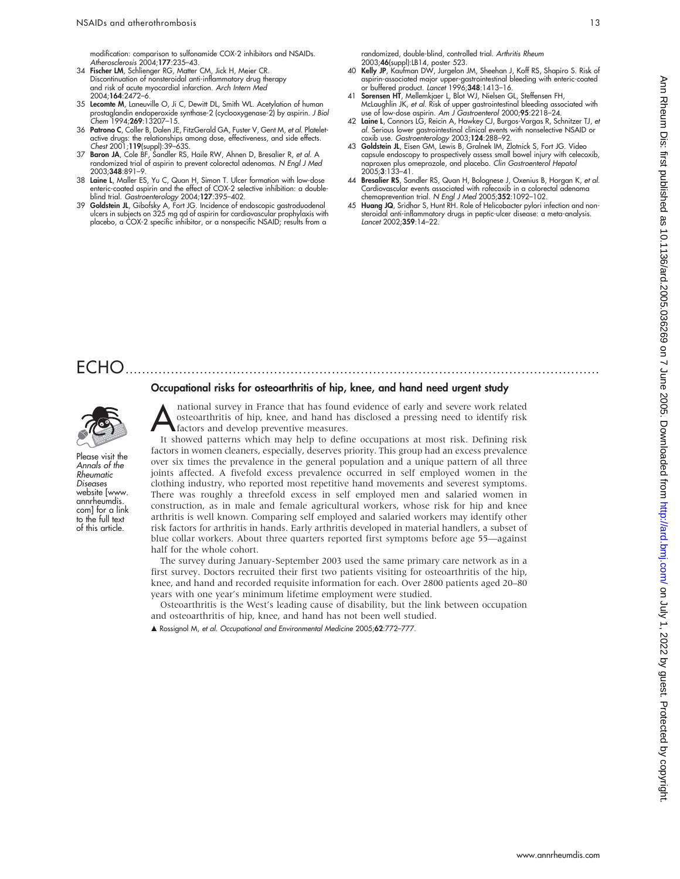modification: comparison to sulfonamide COX-2 inhibitors and NSAIDs. *Atherosclerosis* 2004;**177**:235–43.

34 **Fischer LM**, Schlienger RG, Matter CM, Jick H, Meier CR. Discontinuation of nonsteroidal anti-inflammatory drug therapy and risk of acute myocardial infarction. *Arch Intern Med* 2004;**164**:2472–6.

35 **Lecomte M**, Laneuville O, Ji C, Dewitt DL, Smith WL. Acetylation of human prostaglandin endoperoxide synthase-2 (cyclooxygenase-2) by aspirin. *J Biol Chem* 1994;**269**:13207–15.

36 **Patrono C**, Coller B, Dalen JE, FitzGerald GA, Fuster V, Gent M, *et al*. Platelet-active drugs: the relationships among dose, effectiveness, and side effects. *Chest* 2001;**119**(suppl):39–63S.

37 **Baron JA**, Cole BF, Sandler RS, Haile RW, Ahnen D, Bresalier R, *et al*. A randomized trial of aspirin to prevent colorectal adenomas. *N Engl J Med* 2003;**348**:891–9.

38 **Laine L**, Maller ES, Yu C, Quan H, Simon T. Ulcer formation with low-dose enteric-coated aspirin and the effect of COX-2 selective inhibition: a double-blind trial. *Gastroenterology* 2004;**127**:395–402.

39 **Goldstein JL**, Gibofsky A, Fort JG. Incidence of endoscopic gastroduodenal ulcers in subjects on 325 mg qd of aspirin for cardiovascular prophylaxis with placebo, a COX-2 specific inhibitor, or a nonspecific NSAID; results from a randomized, double-blind, controlled trial. *Arthritis Rheum* 2003;**46**(suppl):LB14, poster 523.

40 **Kelly JP**, Kaufman DW, Jurgelon JM, Sheehan J, Koff RS, Shapiro S. Risk of aspirin-associated major upper-gastrointestinal bleeding with enteric-coated or buffered product. *Lancet* 1996;**348**:1413–16.

41 **Sorensen HT**, Mellemkjaer L, Blot WJ, Nielsen GL, Steffensen FH, McLaughlin JK, *et al*. Risk of upper gastrointestinal bleeding associated with use of low-dose aspirin. *Am J Gastroenterol* 2000;**95**:2218–24.

42 **Laine L**, Connors LG, Reicin A, Hawkey CJ, Burgos-Vargas R, Schnitzer TJ, *et al*. Serious lower gastrointestinal clinical events with nonselective NSAID or coxib use. *Gastroenterology* 2003;**124**:288–92.

43 **Goldstein JL**, Eisen GM, Lewis B, Gralnek IM, Zlotnick S, Fort JG. Video capsule endoscopy to prospectively assess small bowel injury with celecoxib, naproxen plus omeprazole, and placebo. *Clin Gastroenterol Hepatol* 2005;**3**:133–41.

44 **Bresalier RS**, Sandler RS, Quan H, Bolognese J, Oxenius B, Horgan K, *et al*. Cardiovascular events associated with rofecoxib in a colorectal adenoma chemoprevention trial. *N Engl J Med* 2005;**352**:1092–102.

45 **Huang JQ**, Sridhar S, Hunt RH. Role of Helicobacter pylori infection and non-steroidal anti-inflammatory drugs in peptic-ulcer disease: a meta-analysis. *Lancet* 2002;**359**:14–22.

# ECHO

Please visit the *Annals of the Rheumatic Diseases* website [www.annrheumdis.com] for a link to the full text of this article.

## Occupational risks for osteoarthritis of hip, knee, and hand need urgent study

A national survey in France that has found evidence of early and severe work related osteoarthritis of hip, knee, and hand has disclosed a pressing need to identify risk factors and develop preventive measures.

It showed patterns which may help to define occupations at most risk. Defining risk factors in women cleaners, especially, deserves priority. This group had an excess prevalence over six times the prevalence in the general population and a unique pattern of all three joints affected. A fivefold excess prevalence occurred in self employed women in the clothing industry, who reported most repetitive hand movements and severest symptoms. There was roughly a threefold excess in self employed men and salaried women in construction, as in male and female agricultural workers, whose risk for hip and knee arthritis is well known. Comparing self employed and salaried workers may identify other risk factors for arthritis in hands. Early arthritis developed in material handlers, a subset of blue collar workers. About three quarters reported first symptoms before age 55—against half for the whole cohort.

The survey during January-September 2003 used the same primary care network as in a first survey. Doctors recruited their first two patients visiting for osteoarthritis of the hip, knee, and hand and recorded requisite information for each. Over 2800 patients aged 20–80 years with one year's minimum lifetime employment were studied.

Osteoarthritis is the West's leading cause of disability, but the link between occupation and osteoarthritis of hip, knee, and hand has not been well studied.

▲ Rossignol M, *et al*. *Occupational and Environmental Medicine* 2005;**62**:772–777.